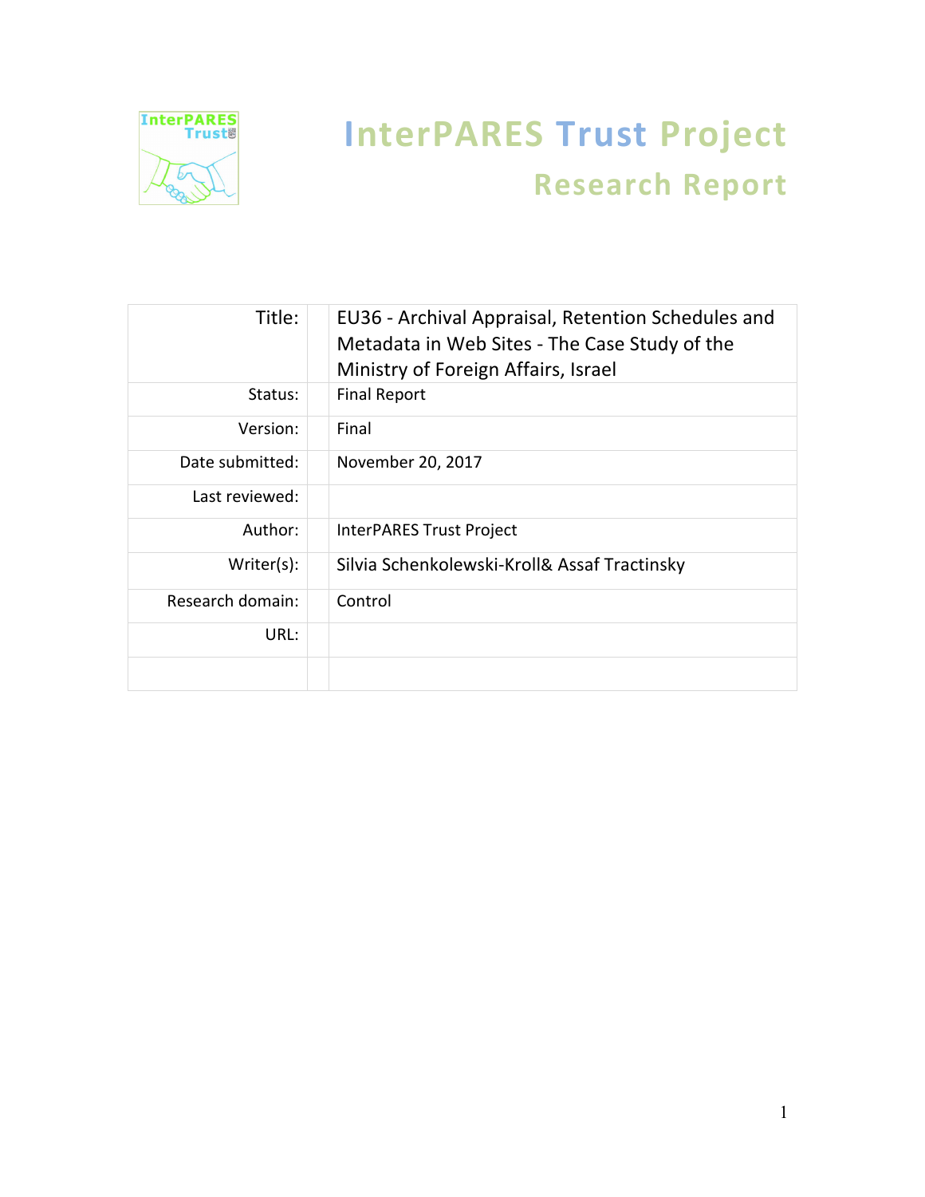# InterPARES Trust Project

## Research Report

| Title: | | EU36 - Archival Appraisal, Retention Schedules and Metadata in Web Sites - The Case Study of the Ministry of Foreign Affairs, Israel |
|---|---|---|
| Status: | | Final Report |
| Version: | | Final |
| Date submitted: | | November 20, 2017 |
| Last reviewed: | | |
| Author: | | InterPARES Trust Project |
| Writer(s): | | Silvia Schenkolewski-Kroll& Assaf Tractinsky |
| Research domain: | | Control |
| URL: | | |
| | | |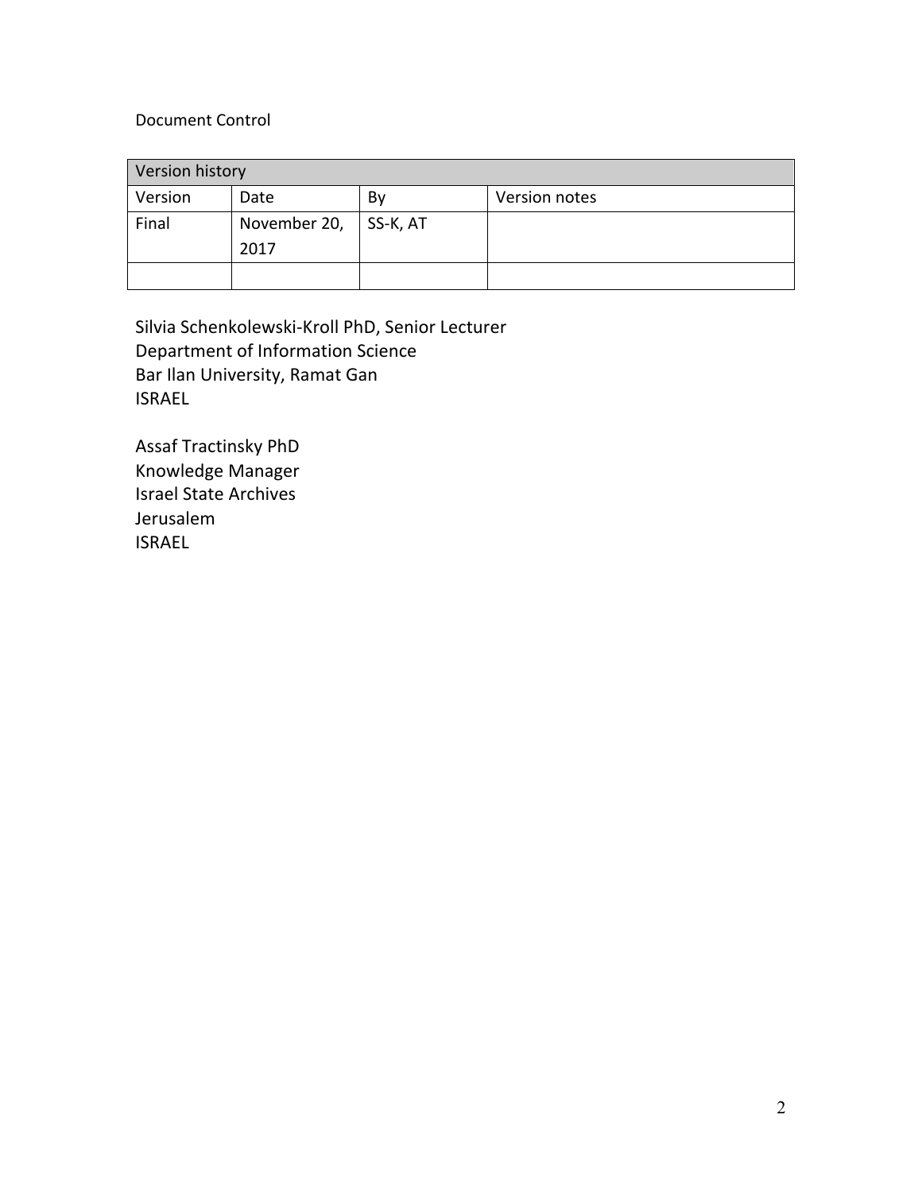Document Control

| Version history | | | |
|---|---|---|---|
| Version | Date | By | Version notes |
| Final | November 20, 2017 | SS-K, AT | |
| | | | |

Silvia Schenkolewski-Kroll PhD, Senior Lecturer
Department of Information Science
Bar Ilan University, Ramat Gan
ISRAEL

Assaf Tractinsky PhD
Knowledge Manager
Israel State Archives
Jerusalem
ISRAEL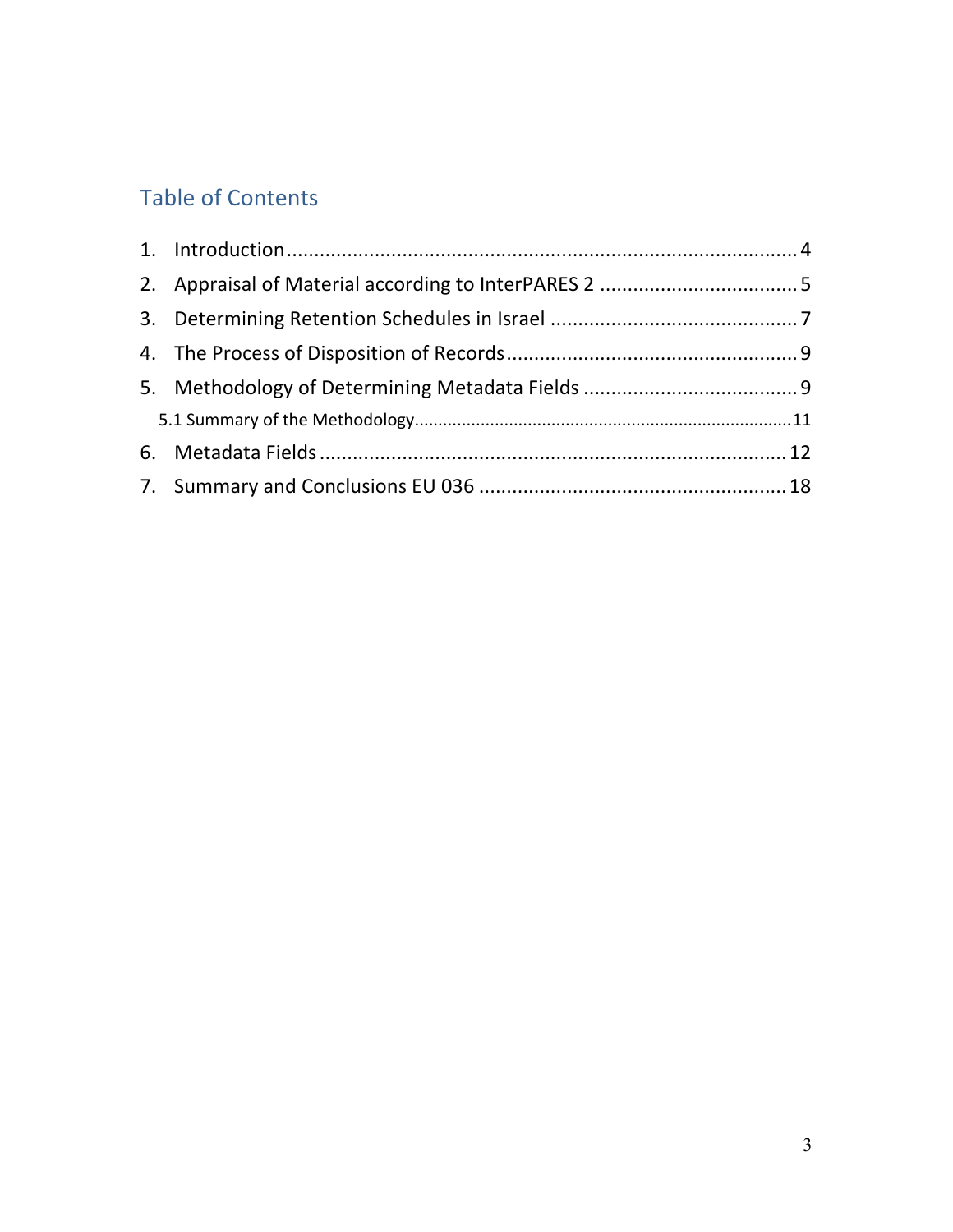## Table of Contents

1. Introduction ............................................................................................ 4
2. Appraisal of Material according to InterPARES 2 .................................... 5
3. Determining Retention Schedules in Israel ............................................. 7
4. The Process of Disposition of Records .................................................... 9
5. Methodology of Determining Metadata Fields ....................................... 9
   - 5.1 Summary of the Methodology ............................................................................. 11
6. Metadata Fields ..................................................................................... 12
7. Summary and Conclusions EU 036 ....................................................... 18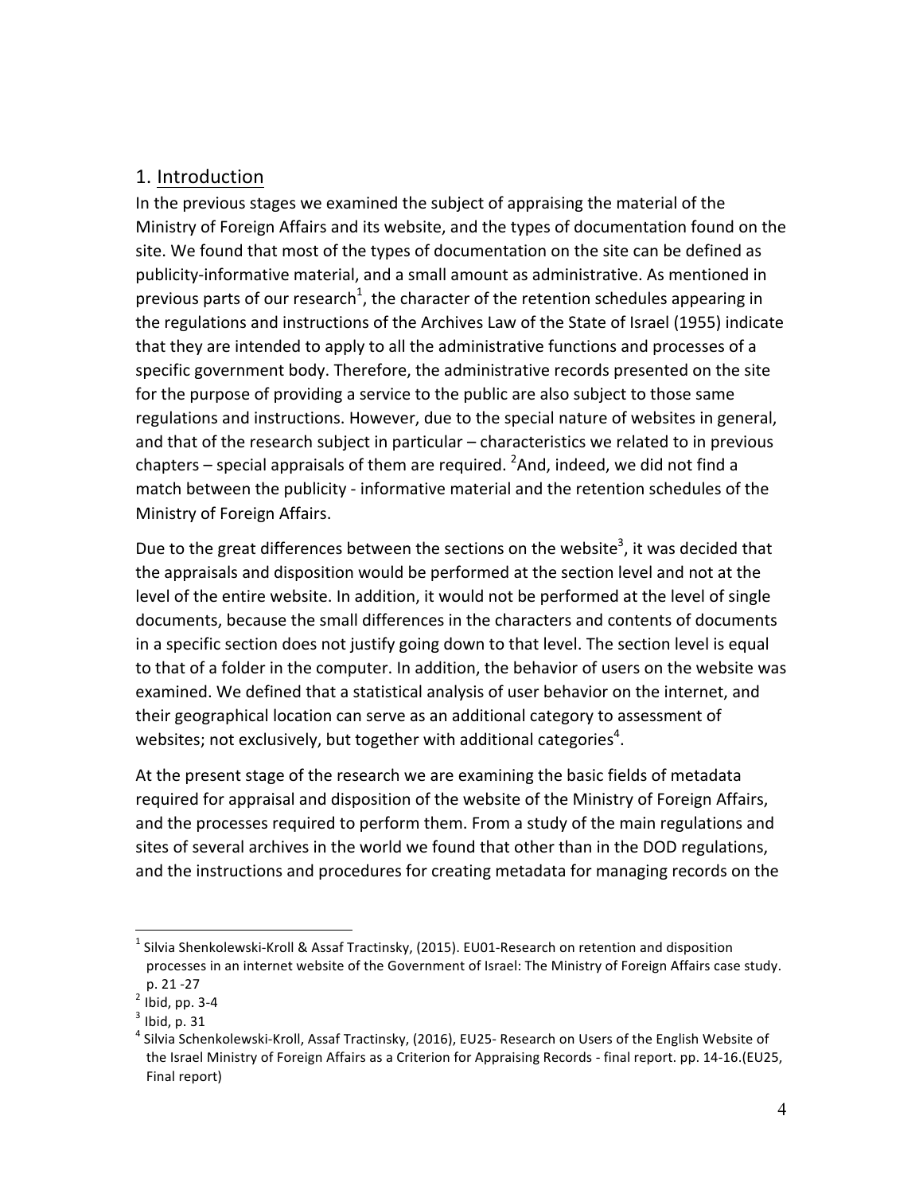## 1. Introduction

In the previous stages we examined the subject of appraising the material of the Ministry of Foreign Affairs and its website, and the types of documentation found on the site. We found that most of the types of documentation on the site can be defined as publicity-informative material, and a small amount as administrative. As mentioned in previous parts of our research[1], the character of the retention schedules appearing in the regulations and instructions of the Archives Law of the State of Israel (1955) indicate that they are intended to apply to all the administrative functions and processes of a specific government body. Therefore, the administrative records presented on the site for the purpose of providing a service to the public are also subject to those same regulations and instructions. However, due to the special nature of websites in general, and that of the research subject in particular – characteristics we related to in previous chapters – special appraisals of them are required. [2]And, indeed, we did not find a match between the publicity - informative material and the retention schedules of the Ministry of Foreign Affairs.

Due to the great differences between the sections on the website[3], it was decided that the appraisals and disposition would be performed at the section level and not at the level of the entire website. In addition, it would not be performed at the level of single documents, because the small differences in the characters and contents of documents in a specific section does not justify going down to that level. The section level is equal to that of a folder in the computer. In addition, the behavior of users on the website was examined. We defined that a statistical analysis of user behavior on the internet, and their geographical location can serve as an additional category to assessment of websites; not exclusively, but together with additional categories[4].

At the present stage of the research we are examining the basic fields of metadata required for appraisal and disposition of the website of the Ministry of Foreign Affairs, and the processes required to perform them. From a study of the main regulations and sites of several archives in the world we found that other than in the DOD regulations, and the instructions and procedures for creating metadata for managing records on the

---

[1] Silvia Shenkolewski-Kroll & Assaf Tractinsky, (2015). EU01-Research on retention and disposition processes in an internet website of the Government of Israel: The Ministry of Foreign Affairs case study. p. 21 -27

[2] Ibid, pp. 3-4

[3] Ibid, p. 31

[4] Silvia Schenkolewski-Kroll, Assaf Tractinsky, (2016), EU25- Research on Users of the English Website of the Israel Ministry of Foreign Affairs as a Criterion for Appraising Records - final report. pp. 14-16.(EU25, Final report)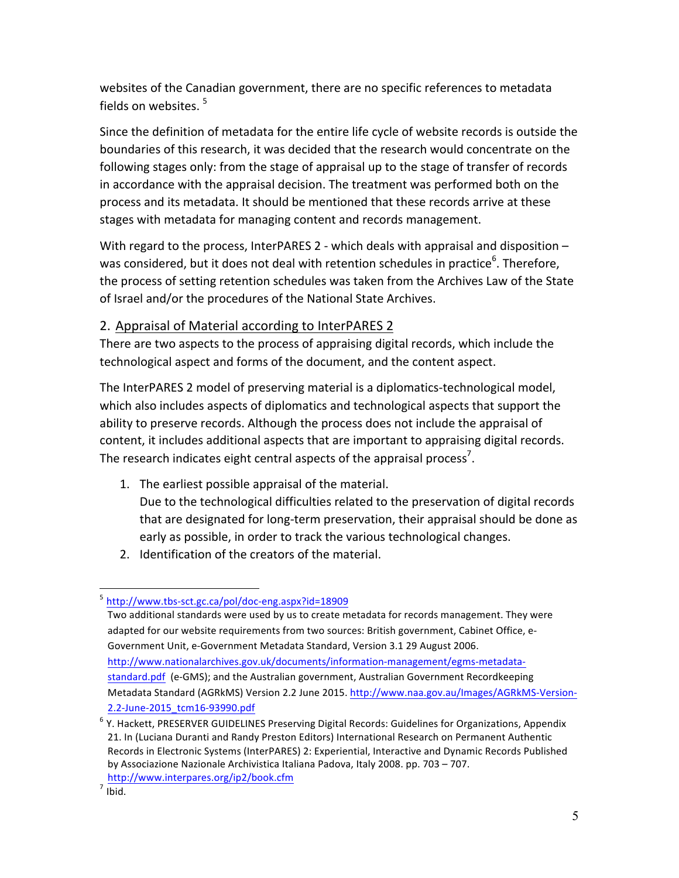websites of the Canadian government, there are no specific references to metadata fields on websites. [5]

Since the definition of metadata for the entire life cycle of website records is outside the boundaries of this research, it was decided that the research would concentrate on the following stages only: from the stage of appraisal up to the stage of transfer of records in accordance with the appraisal decision. The treatment was performed both on the process and its metadata. It should be mentioned that these records arrive at these stages with metadata for managing content and records management.

With regard to the process, InterPARES 2 - which deals with appraisal and disposition – was considered, but it does not deal with retention schedules in practice[6]. Therefore, the process of setting retention schedules was taken from the Archives Law of the State of Israel and/or the procedures of the National State Archives.

## 2. Appraisal of Material according to InterPARES 2

There are two aspects to the process of appraising digital records, which include the technological aspect and forms of the document, and the content aspect.

The InterPARES 2 model of preserving material is a diplomatics-technological model, which also includes aspects of diplomatics and technological aspects that support the ability to preserve records. Although the process does not include the appraisal of content, it includes additional aspects that are important to appraising digital records. The research indicates eight central aspects of the appraisal process[7].

1. The earliest possible appraisal of the material.
   Due to the technological difficulties related to the preservation of digital records that are designated for long-term preservation, their appraisal should be done as early as possible, in order to track the various technological changes.
2. Identification of the creators of the material.

---

[5] http://www.tbs-sct.gc.ca/pol/doc-eng.aspx?id=18909
Two additional standards were used by us to create metadata for records management. They were adapted for our website requirements from two sources: British government, Cabinet Office, e-Government Unit, e-Government Metadata Standard, Version 3.1 29 August 2006. http://www.nationalarchives.gov.uk/documents/information-management/egms-metadata-standard.pdf (e-GMS); and the Australian government, Australian Government Recordkeeping Metadata Standard (AGRkMS) Version 2.2 June 2015. http://www.naa.gov.au/Images/AGRkMS-Version-2.2-June-2015_tcm16-93990.pdf

[6] Y. Hackett, PRESERVER GUIDELINES Preserving Digital Records: Guidelines for Organizations, Appendix 21. In (Luciana Duranti and Randy Preston Editors) International Research on Permanent Authentic Records in Electronic Systems (InterPARES) 2: Experiential, Interactive and Dynamic Records Published by Associazione Nazionale Archivistica Italiana Padova, Italy 2008. pp. 703 – 707. http://www.interpares.org/ip2/book.cfm

[7] Ibid.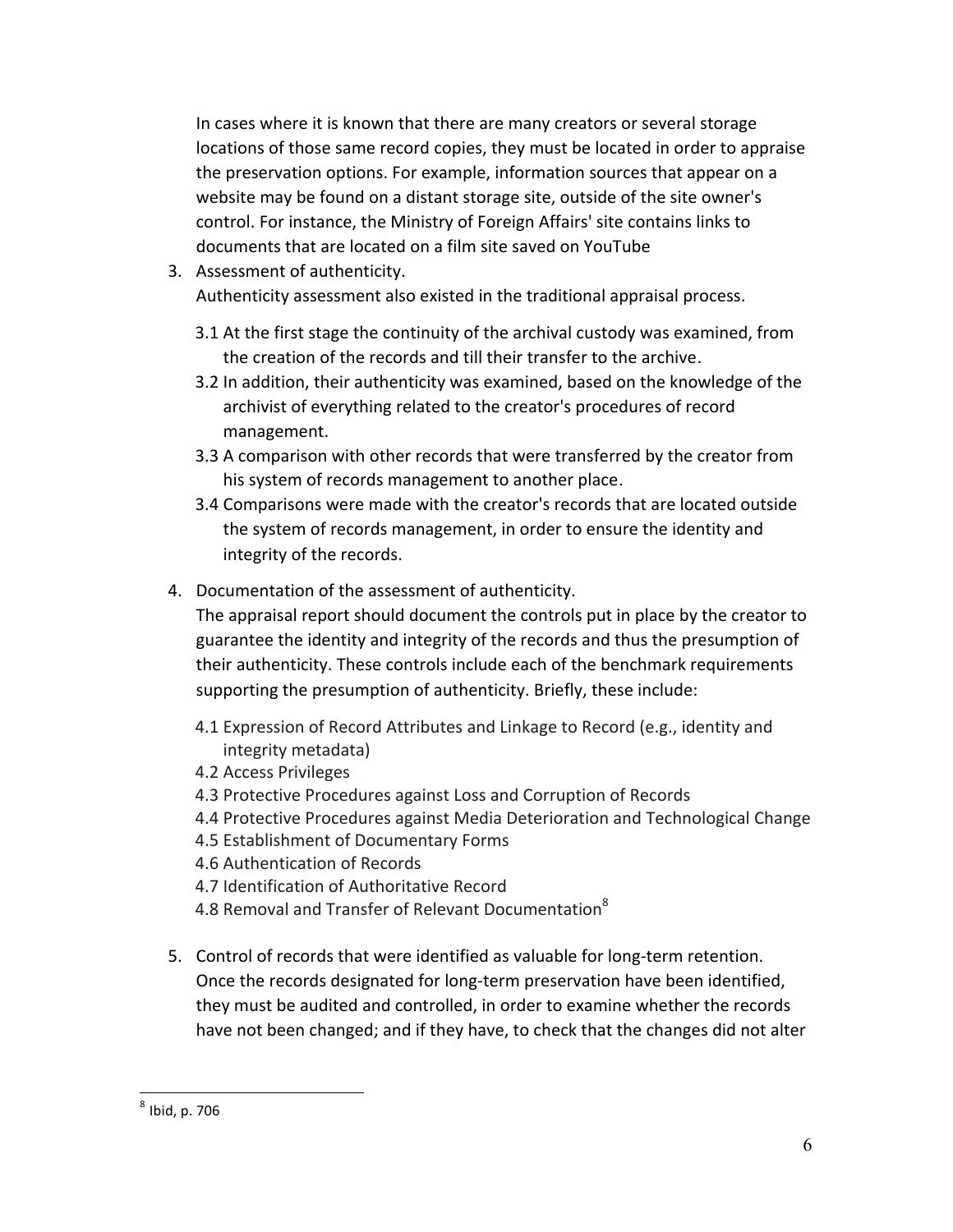In cases where it is known that there are many creators or several storage locations of those same record copies, they must be located in order to appraise the preservation options. For example, information sources that appear on a website may be found on a distant storage site, outside of the site owner's control. For instance, the Ministry of Foreign Affairs' site contains links to documents that are located on a film site saved on YouTube

3. Assessment of authenticity.
   Authenticity assessment also existed in the traditional appraisal process.

   3.1 At the first stage the continuity of the archival custody was examined, from the creation of the records and till their transfer to the archive.

   3.2 In addition, their authenticity was examined, based on the knowledge of the archivist of everything related to the creator's procedures of record management.

   3.3 A comparison with other records that were transferred by the creator from his system of records management to another place.

   3.4 Comparisons were made with the creator's records that are located outside the system of records management, in order to ensure the identity and integrity of the records.

4. Documentation of the assessment of authenticity.
   The appraisal report should document the controls put in place by the creator to guarantee the identity and integrity of the records and thus the presumption of their authenticity. These controls include each of the benchmark requirements supporting the presumption of authenticity. Briefly, these include:

   4.1 Expression of Record Attributes and Linkage to Record (e.g., identity and integrity metadata)
   4.2 Access Privileges
   4.3 Protective Procedures against Loss and Corruption of Records
   4.4 Protective Procedures against Media Deterioration and Technological Change
   4.5 Establishment of Documentary Forms
   4.6 Authentication of Records
   4.7 Identification of Authoritative Record
   4.8 Removal and Transfer of Relevant Documentation[8]

5. Control of records that were identified as valuable for long-term retention.
   Once the records designated for long-term preservation have been identified, they must be audited and controlled, in order to examine whether the records have not been changed; and if they have, to check that the changes did not alter

[8] Ibid, p. 706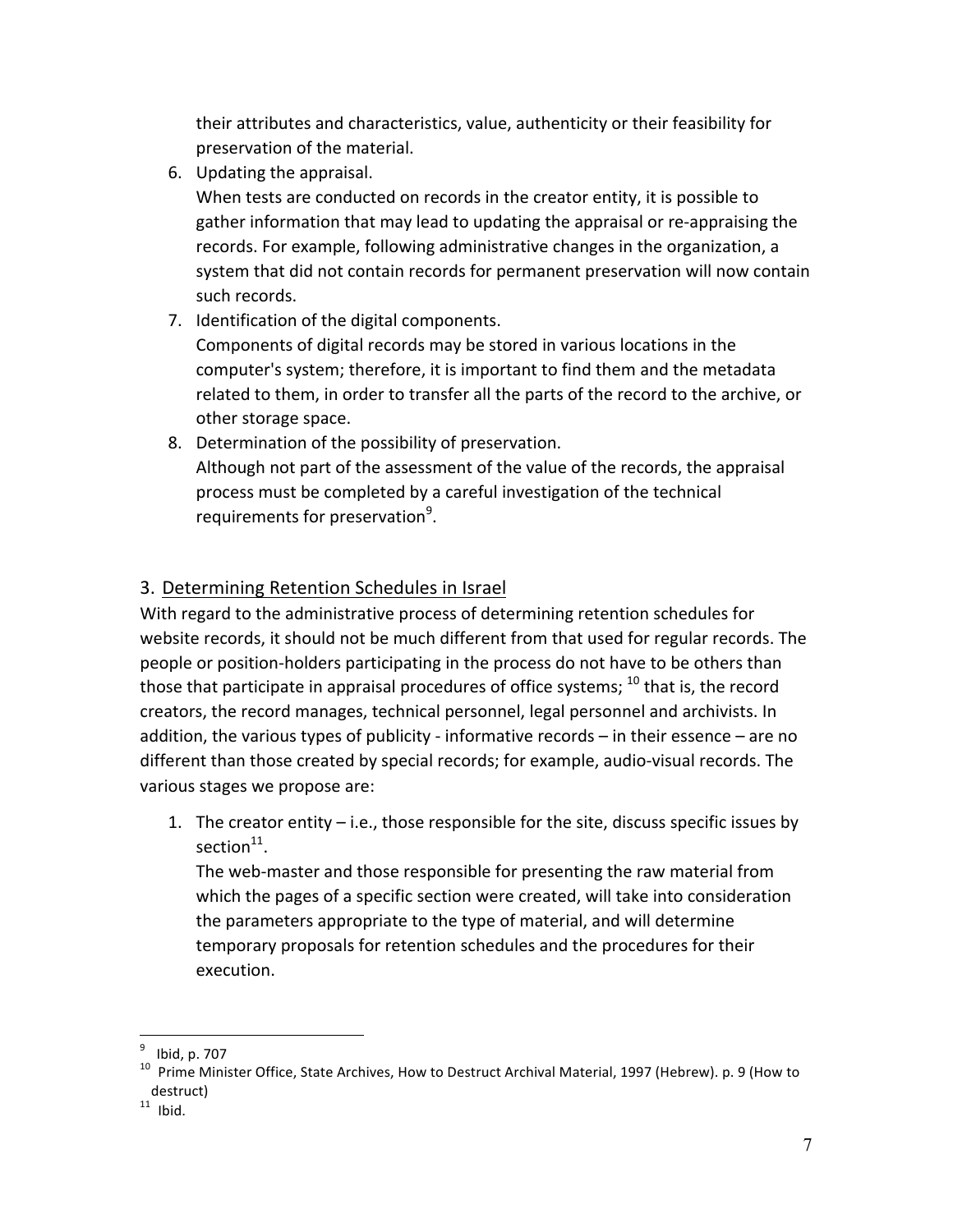their attributes and characteristics, value, authenticity or their feasibility for preservation of the material.

6. Updating the appraisal.
   When tests are conducted on records in the creator entity, it is possible to gather information that may lead to updating the appraisal or re-appraising the records. For example, following administrative changes in the organization, a system that did not contain records for permanent preservation will now contain such records.
7. Identification of the digital components.
   Components of digital records may be stored in various locations in the computer's system; therefore, it is important to find them and the metadata related to them, in order to transfer all the parts of the record to the archive, or other storage space.
8. Determination of the possibility of preservation.
   Although not part of the assessment of the value of the records, the appraisal process must be completed by a careful investigation of the technical requirements for preservation[9].

## 3. Determining Retention Schedules in Israel

With regard to the administrative process of determining retention schedules for website records, it should not be much different from that used for regular records. The people or position-holders participating in the process do not have to be others than those that participate in appraisal procedures of office systems; [10] that is, the record creators, the record manages, technical personnel, legal personnel and archivists. In addition, the various types of publicity - informative records – in their essence – are no different than those created by special records; for example, audio-visual records. The various stages we propose are:

1. The creator entity – i.e., those responsible for the site, discuss specific issues by section[11].
   The web-master and those responsible for presenting the raw material from which the pages of a specific section were created, will take into consideration the parameters appropriate to the type of material, and will determine temporary proposals for retention schedules and the procedures for their execution.

---

[9] Ibid, p. 707

[10] Prime Minister Office, State Archives, How to Destruct Archival Material, 1997 (Hebrew). p. 9 (How to destruct)

[11] Ibid.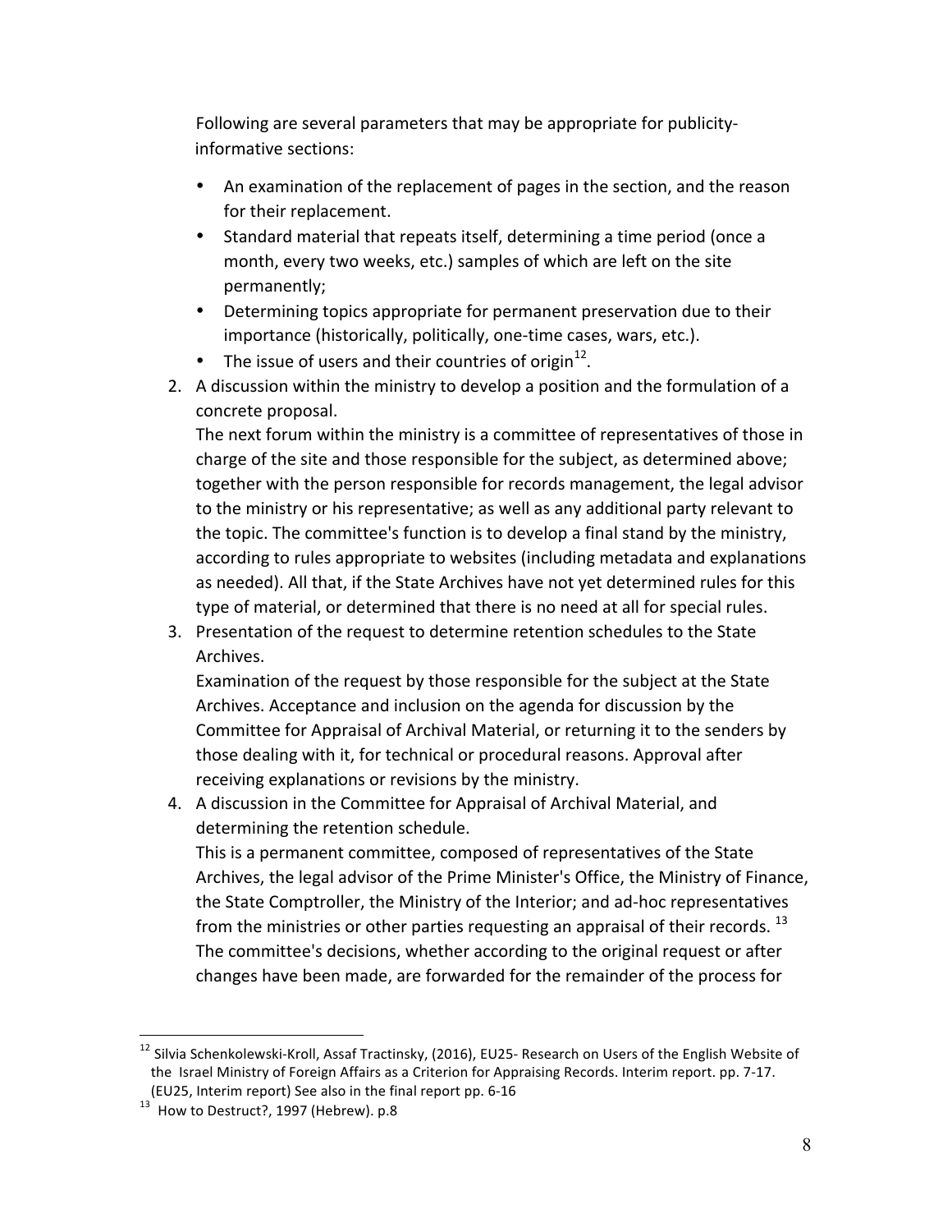Following are several parameters that may be appropriate for publicity-informative sections:

- An examination of the replacement of pages in the section, and the reason for their replacement.
- Standard material that repeats itself, determining a time period (once a month, every two weeks, etc.) samples of which are left on the site permanently;
- Determining topics appropriate for permanent preservation due to their importance (historically, politically, one-time cases, wars, etc.).
- The issue of users and their countries of origin[12].

2. A discussion within the ministry to develop a position and the formulation of a concrete proposal.
   The next forum within the ministry is a committee of representatives of those in charge of the site and those responsible for the subject, as determined above; together with the person responsible for records management, the legal advisor to the ministry or his representative; as well as any additional party relevant to the topic. The committee's function is to develop a final stand by the ministry, according to rules appropriate to websites (including metadata and explanations as needed). All that, if the State Archives have not yet determined rules for this type of material, or determined that there is no need at all for special rules.
3. Presentation of the request to determine retention schedules to the State Archives.
   Examination of the request by those responsible for the subject at the State Archives. Acceptance and inclusion on the agenda for discussion by the Committee for Appraisal of Archival Material, or returning it to the senders by those dealing with it, for technical or procedural reasons. Approval after receiving explanations or revisions by the ministry.
4. A discussion in the Committee for Appraisal of Archival Material, and determining the retention schedule.
   This is a permanent committee, composed of representatives of the State Archives, the legal advisor of the Prime Minister's Office, the Ministry of Finance, the State Comptroller, the Ministry of the Interior; and ad-hoc representatives from the ministries or other parties requesting an appraisal of their records. [13] The committee's decisions, whether according to the original request or after changes have been made, are forwarded for the remainder of the process for

---

[12] Silvia Schenkolewski-Kroll, Assaf Tractinsky, (2016), EU25- Research on Users of the English Website of the Israel Ministry of Foreign Affairs as a Criterion for Appraising Records. Interim report. pp. 7-17. (EU25, Interim report) See also in the final report pp. 6-16

[13] How to Destruct?, 1997 (Hebrew). p.8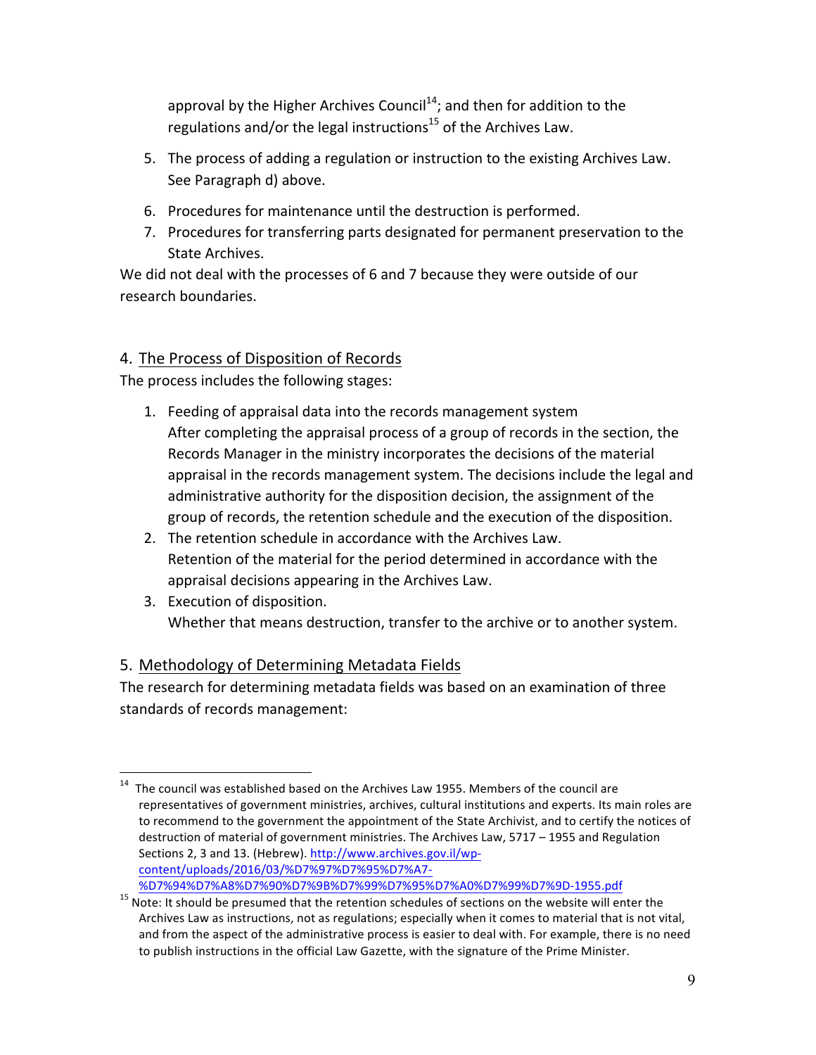approval by the Higher Archives Council[14]; and then for addition to the regulations and/or the legal instructions[15] of the Archives Law.

5. The process of adding a regulation or instruction to the existing Archives Law. See Paragraph d) above.
6. Procedures for maintenance until the destruction is performed.
7. Procedures for transferring parts designated for permanent preservation to the State Archives.

We did not deal with the processes of 6 and 7 because they were outside of our research boundaries.

## 4. The Process of Disposition of Records

The process includes the following stages:

1. Feeding of appraisal data into the records management system
   After completing the appraisal process of a group of records in the section, the Records Manager in the ministry incorporates the decisions of the material appraisal in the records management system. The decisions include the legal and administrative authority for the disposition decision, the assignment of the group of records, the retention schedule and the execution of the disposition.
2. The retention schedule in accordance with the Archives Law.
   Retention of the material for the period determined in accordance with the appraisal decisions appearing in the Archives Law.
3. Execution of disposition.
   Whether that means destruction, transfer to the archive or to another system.

## 5. Methodology of Determining Metadata Fields

The research for determining metadata fields was based on an examination of three standards of records management:

---

[14] The council was established based on the Archives Law 1955. Members of the council are representatives of government ministries, archives, cultural institutions and experts. Its main roles are to recommend to the government the appointment of the State Archivist, and to certify the notices of destruction of material of government ministries. The Archives Law, 5717 – 1955 and Regulation Sections 2, 3 and 13. (Hebrew). http://www.archives.gov.il/wp-content/uploads/2016/03/%D7%97%D7%95%D7%A7-%D7%94%D7%A8%D7%90%D7%9B%D7%99%D7%95%D7%A0%D7%99%D7%9D-1955.pdf

[15] Note: It should be presumed that the retention schedules of sections on the website will enter the Archives Law as instructions, not as regulations; especially when it comes to material that is not vital, and from the aspect of the administrative process is easier to deal with. For example, there is no need to publish instructions in the official Law Gazette, with the signature of the Prime Minister.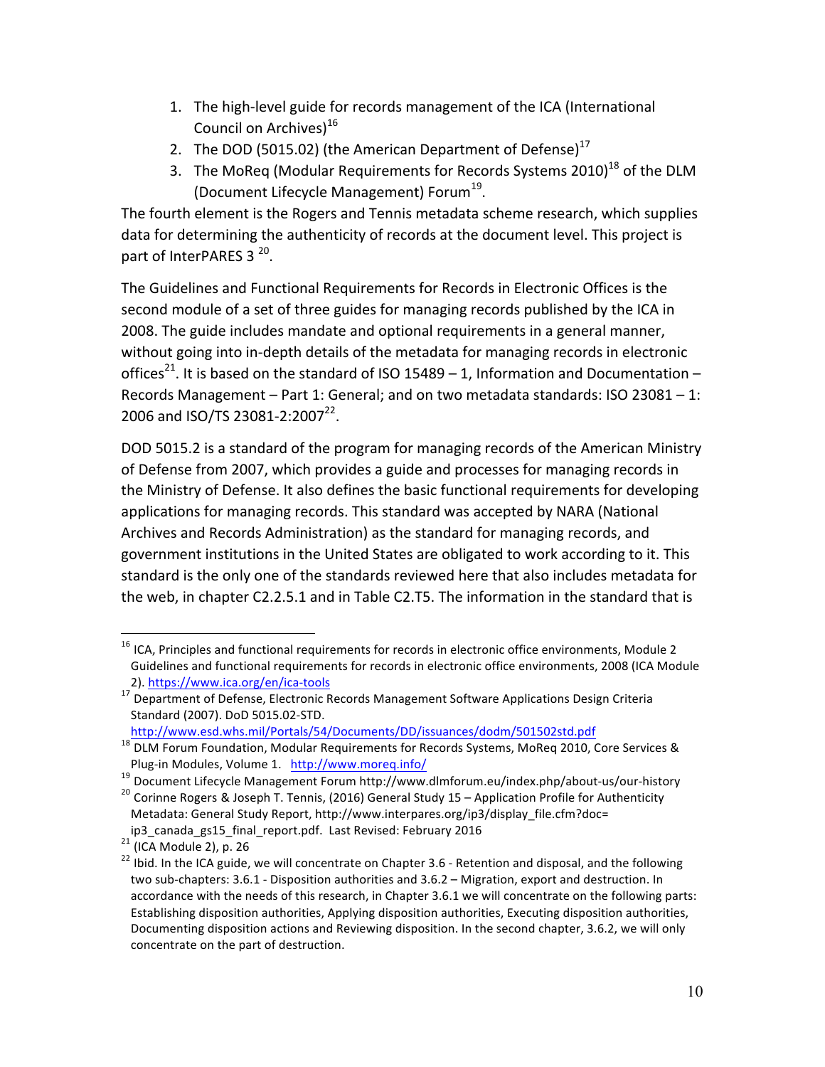1. The high-level guide for records management of the ICA (International Council on Archives)[16]
2. The DOD (5015.02) (the American Department of Defense)[17]
3. The MoReq (Modular Requirements for Records Systems 2010)[18] of the DLM (Document Lifecycle Management) Forum[19].

The fourth element is the Rogers and Tennis metadata scheme research, which supplies data for determining the authenticity of records at the document level. This project is part of InterPARES 3 [20].

The Guidelines and Functional Requirements for Records in Electronic Offices is the second module of a set of three guides for managing records published by the ICA in 2008. The guide includes mandate and optional requirements in a general manner, without going into in-depth details of the metadata for managing records in electronic offices[21]. It is based on the standard of ISO 15489 – 1, Information and Documentation – Records Management – Part 1: General; and on two metadata standards: ISO 23081 – 1: 2006 and ISO/TS 23081-2:2007[22].

DOD 5015.2 is a standard of the program for managing records of the American Ministry of Defense from 2007, which provides a guide and processes for managing records in the Ministry of Defense. It also defines the basic functional requirements for developing applications for managing records. This standard was accepted by NARA (National Archives and Records Administration) as the standard for managing records, and government institutions in the United States are obligated to work according to it. This standard is the only one of the standards reviewed here that also includes metadata for the web, in chapter C2.2.5.1 and in Table C2.T5. The information in the standard that is

---

[16] ICA, Principles and functional requirements for records in electronic office environments, Module 2 Guidelines and functional requirements for records in electronic office environments, 2008 (ICA Module 2). https://www.ica.org/en/ica-tools

[17] Department of Defense, Electronic Records Management Software Applications Design Criteria Standard (2007). DoD 5015.02-STD. http://www.esd.whs.mil/Portals/54/Documents/DD/issuances/dodm/501502std.pdf

[18] DLM Forum Foundation, Modular Requirements for Records Systems, MoReq 2010, Core Services & Plug-in Modules, Volume 1. http://www.moreq.info/

[19] Document Lifecycle Management Forum http://www.dlmforum.eu/index.php/about-us/our-history

[20] Corinne Rogers & Joseph T. Tennis, (2016) General Study 15 – Application Profile for Authenticity Metadata: General Study Report, http://www.interpares.org/ip3/display_file.cfm?doc=ip3_canada_gs15_final_report.pdf. Last Revised: February 2016

[21] (ICA Module 2), p. 26

[22] Ibid. In the ICA guide, we will concentrate on Chapter 3.6 - Retention and disposal, and the following two sub-chapters: 3.6.1 - Disposition authorities and 3.6.2 – Migration, export and destruction. In accordance with the needs of this research, in Chapter 3.6.1 we will concentrate on the following parts: Establishing disposition authorities, Applying disposition authorities, Executing disposition authorities, Documenting disposition actions and Reviewing disposition. In the second chapter, 3.6.2, we will only concentrate on the part of destruction.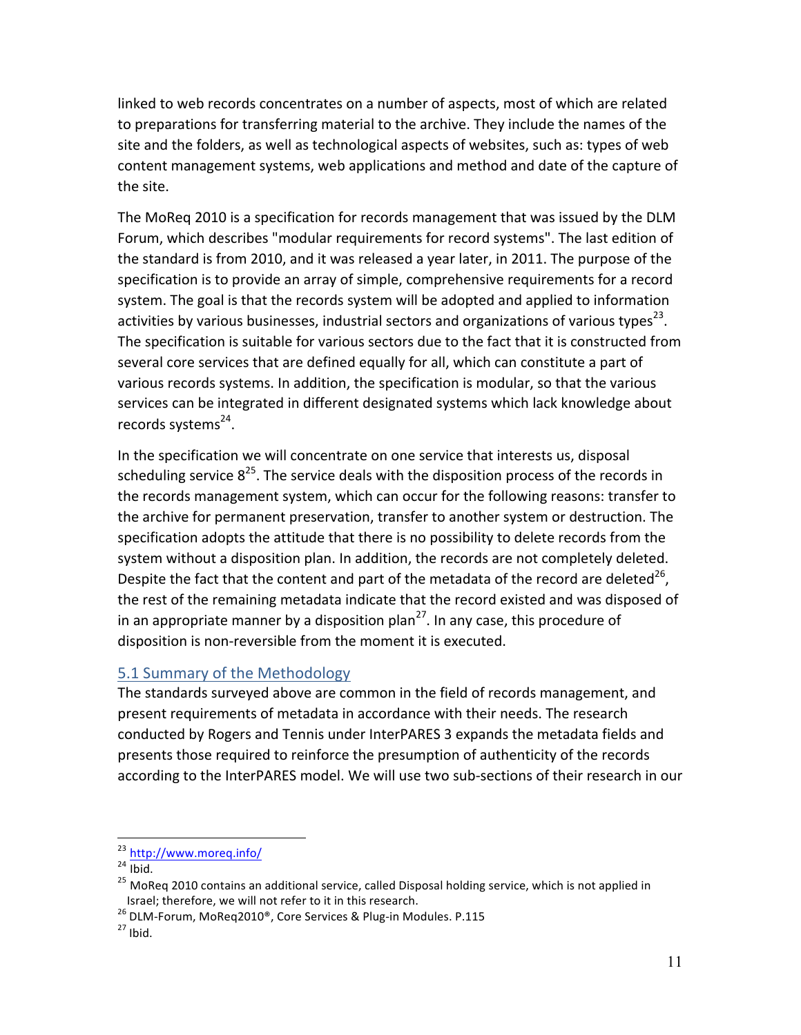linked to web records concentrates on a number of aspects, most of which are related to preparations for transferring material to the archive. They include the names of the site and the folders, as well as technological aspects of websites, such as: types of web content management systems, web applications and method and date of the capture of the site.

The MoReq 2010 is a specification for records management that was issued by the DLM Forum, which describes "modular requirements for record systems". The last edition of the standard is from 2010, and it was released a year later, in 2011. The purpose of the specification is to provide an array of simple, comprehensive requirements for a record system. The goal is that the records system will be adopted and applied to information activities by various businesses, industrial sectors and organizations of various types[23]. The specification is suitable for various sectors due to the fact that it is constructed from several core services that are defined equally for all, which can constitute a part of various records systems. In addition, the specification is modular, so that the various services can be integrated in different designated systems which lack knowledge about records systems[24].

In the specification we will concentrate on one service that interests us, disposal scheduling service 8[25]. The service deals with the disposition process of the records in the records management system, which can occur for the following reasons: transfer to the archive for permanent preservation, transfer to another system or destruction. The specification adopts the attitude that there is no possibility to delete records from the system without a disposition plan. In addition, the records are not completely deleted. Despite the fact that the content and part of the metadata of the record are deleted[26], the rest of the remaining metadata indicate that the record existed and was disposed of in an appropriate manner by a disposition plan[27]. In any case, this procedure of disposition is non-reversible from the moment it is executed.

## 5.1 Summary of the Methodology

The standards surveyed above are common in the field of records management, and present requirements of metadata in accordance with their needs. The research conducted by Rogers and Tennis under InterPARES 3 expands the metadata fields and presents those required to reinforce the presumption of authenticity of the records according to the InterPARES model. We will use two sub-sections of their research in our

---

[23] http://www.moreq.info/

[24] Ibid.

[25] MoReq 2010 contains an additional service, called Disposal holding service, which is not applied in Israel; therefore, we will not refer to it in this research.

[26] DLM-Forum, MoReq2010®, Core Services & Plug-in Modules. P.115

[27] Ibid.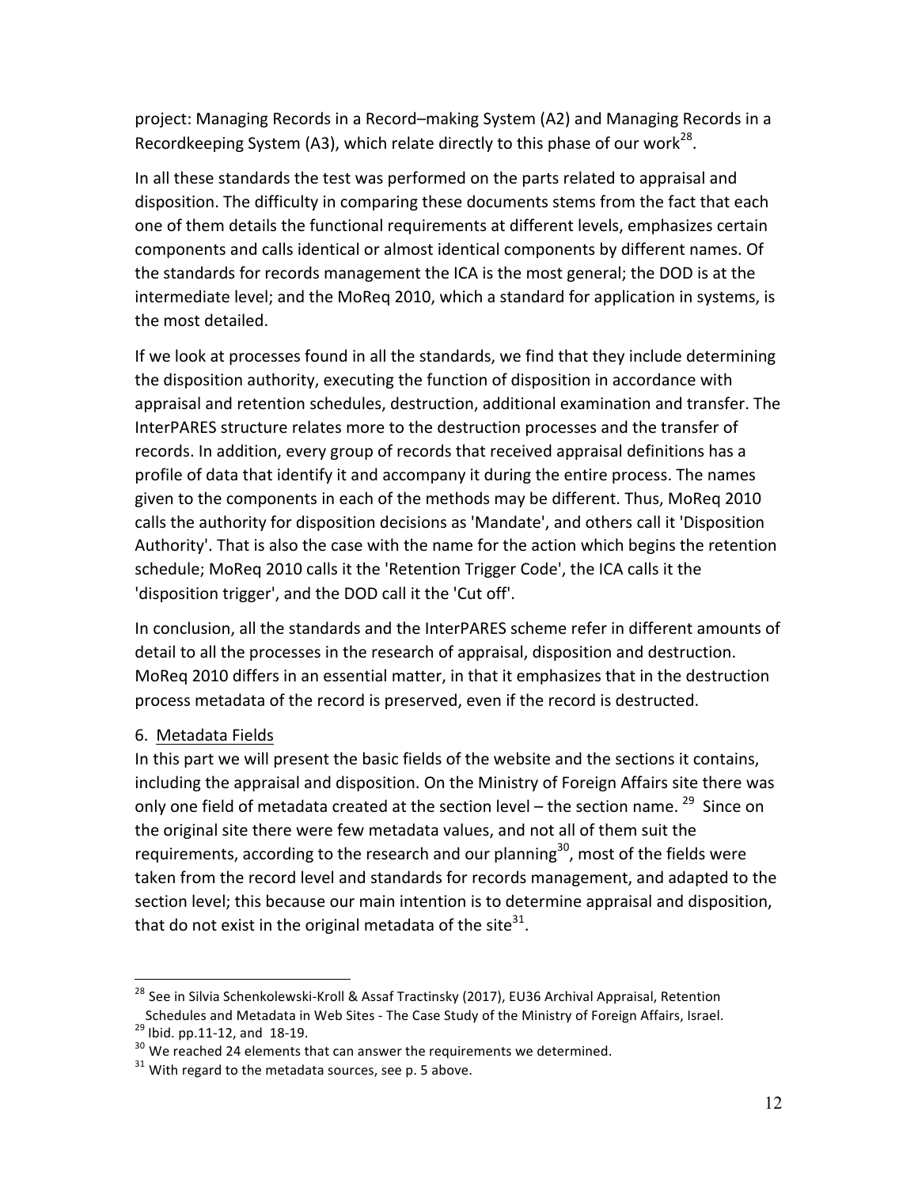project: Managing Records in a Record–making System (A2) and Managing Records in a Recordkeeping System (A3), which relate directly to this phase of our work[28].

In all these standards the test was performed on the parts related to appraisal and disposition. The difficulty in comparing these documents stems from the fact that each one of them details the functional requirements at different levels, emphasizes certain components and calls identical or almost identical components by different names. Of the standards for records management the ICA is the most general; the DOD is at the intermediate level; and the MoReq 2010, which a standard for application in systems, is the most detailed.

If we look at processes found in all the standards, we find that they include determining the disposition authority, executing the function of disposition in accordance with appraisal and retention schedules, destruction, additional examination and transfer. The InterPARES structure relates more to the destruction processes and the transfer of records. In addition, every group of records that received appraisal definitions has a profile of data that identify it and accompany it during the entire process. The names given to the components in each of the methods may be different. Thus, MoReq 2010 calls the authority for disposition decisions as 'Mandate', and others call it 'Disposition Authority'. That is also the case with the name for the action which begins the retention schedule; MoReq 2010 calls it the 'Retention Trigger Code', the ICA calls it the 'disposition trigger', and the DOD call it the 'Cut off'.

In conclusion, all the standards and the InterPARES scheme refer in different amounts of detail to all the processes in the research of appraisal, disposition and destruction. MoReq 2010 differs in an essential matter, in that it emphasizes that in the destruction process metadata of the record is preserved, even if the record is destructed.

## 6. Metadata Fields

In this part we will present the basic fields of the website and the sections it contains, including the appraisal and disposition. On the Ministry of Foreign Affairs site there was only one field of metadata created at the section level – the section name. [29] Since on the original site there were few metadata values, and not all of them suit the requirements, according to the research and our planning[30], most of the fields were taken from the record level and standards for records management, and adapted to the section level; this because our main intention is to determine appraisal and disposition, that do not exist in the original metadata of the site[31].

---

[28] See in Silvia Schenkolewski-Kroll & Assaf Tractinsky (2017), EU36 Archival Appraisal, Retention Schedules and Metadata in Web Sites - The Case Study of the Ministry of Foreign Affairs, Israel.

[29] Ibid. pp.11-12, and 18-19.

[30] We reached 24 elements that can answer the requirements we determined.

[31] With regard to the metadata sources, see p. 5 above.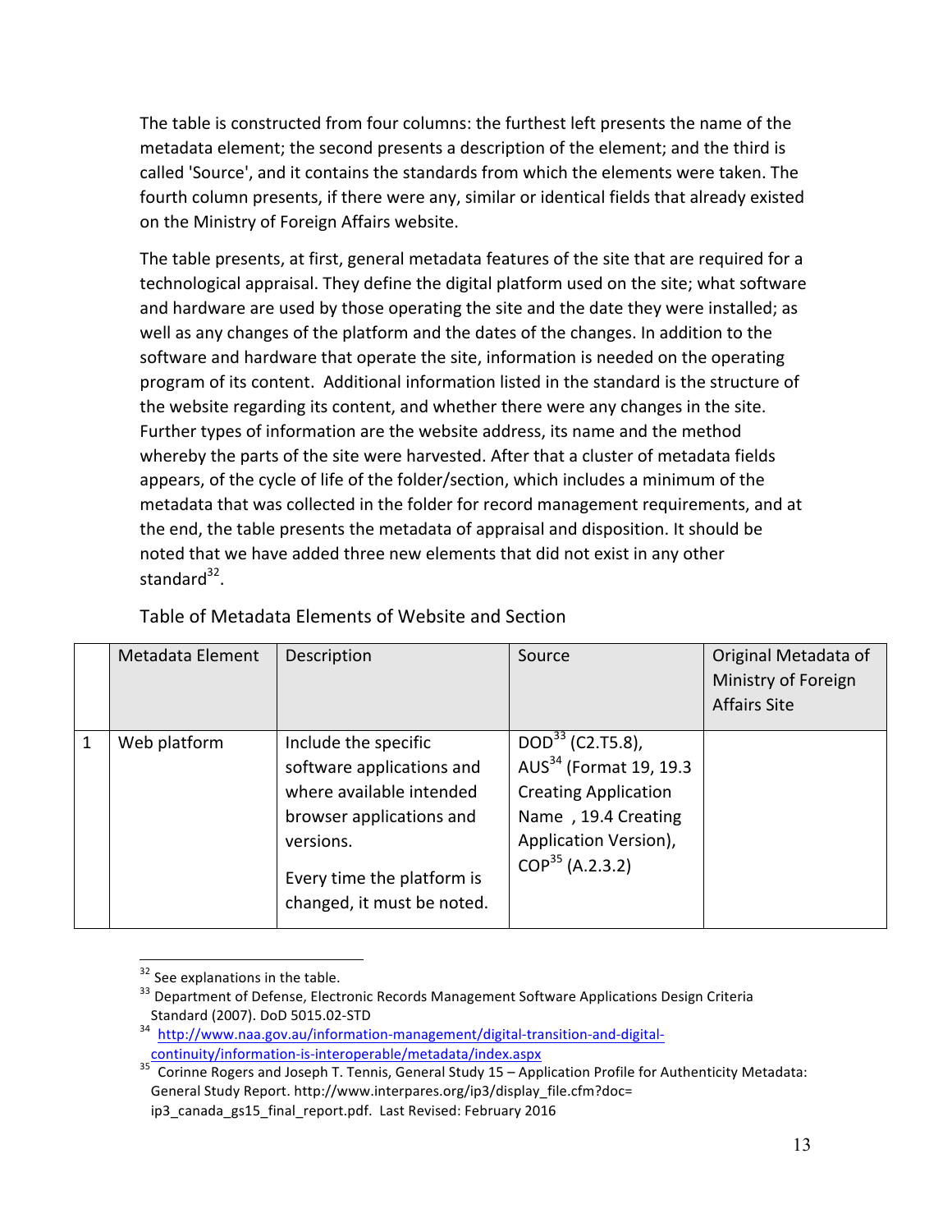The table is constructed from four columns: the furthest left presents the name of the metadata element; the second presents a description of the element; and the third is called 'Source', and it contains the standards from which the elements were taken. The fourth column presents, if there were any, similar or identical fields that already existed on the Ministry of Foreign Affairs website.

The table presents, at first, general metadata features of the site that are required for a technological appraisal. They define the digital platform used on the site; what software and hardware are used by those operating the site and the date they were installed; as well as any changes of the platform and the dates of the changes. In addition to the software and hardware that operate the site, information is needed on the operating program of its content. Additional information listed in the standard is the structure of the website regarding its content, and whether there were any changes in the site. Further types of information are the website address, its name and the method whereby the parts of the site were harvested. After that a cluster of metadata fields appears, of the cycle of life of the folder/section, which includes a minimum of the metadata that was collected in the folder for record management requirements, and at the end, the table presents the metadata of appraisal and disposition. It should be noted that we have added three new elements that did not exist in any other standard[32].

Table of Metadata Elements of Website and Section

| | Metadata Element | Description | Source | Original Metadata of Ministry of Foreign Affairs Site |
|---|---|---|---|---|
| 1 | Web platform | Include the specific software applications and where available intended browser applications and versions.<br><br>Every time the platform is changed, it must be noted. | DOD[33] (C2.T5.8), AUS[34] (Format 19, 19.3 Creating Application Name , 19.4 Creating Application Version), COP[35] (A.2.3.2) | |

[32] See explanations in the table.

[33] Department of Defense, Electronic Records Management Software Applications Design Criteria Standard (2007). DoD 5015.02-STD

[34] http://www.naa.gov.au/information-management/digital-transition-and-digital-continuity/information-is-interoperable/metadata/index.aspx

[35] Corinne Rogers and Joseph T. Tennis, General Study 15 – Application Profile for Authenticity Metadata: General Study Report. http://www.interpares.org/ip3/display_file.cfm?doc= ip3_canada_gs15_final_report.pdf. Last Revised: February 2016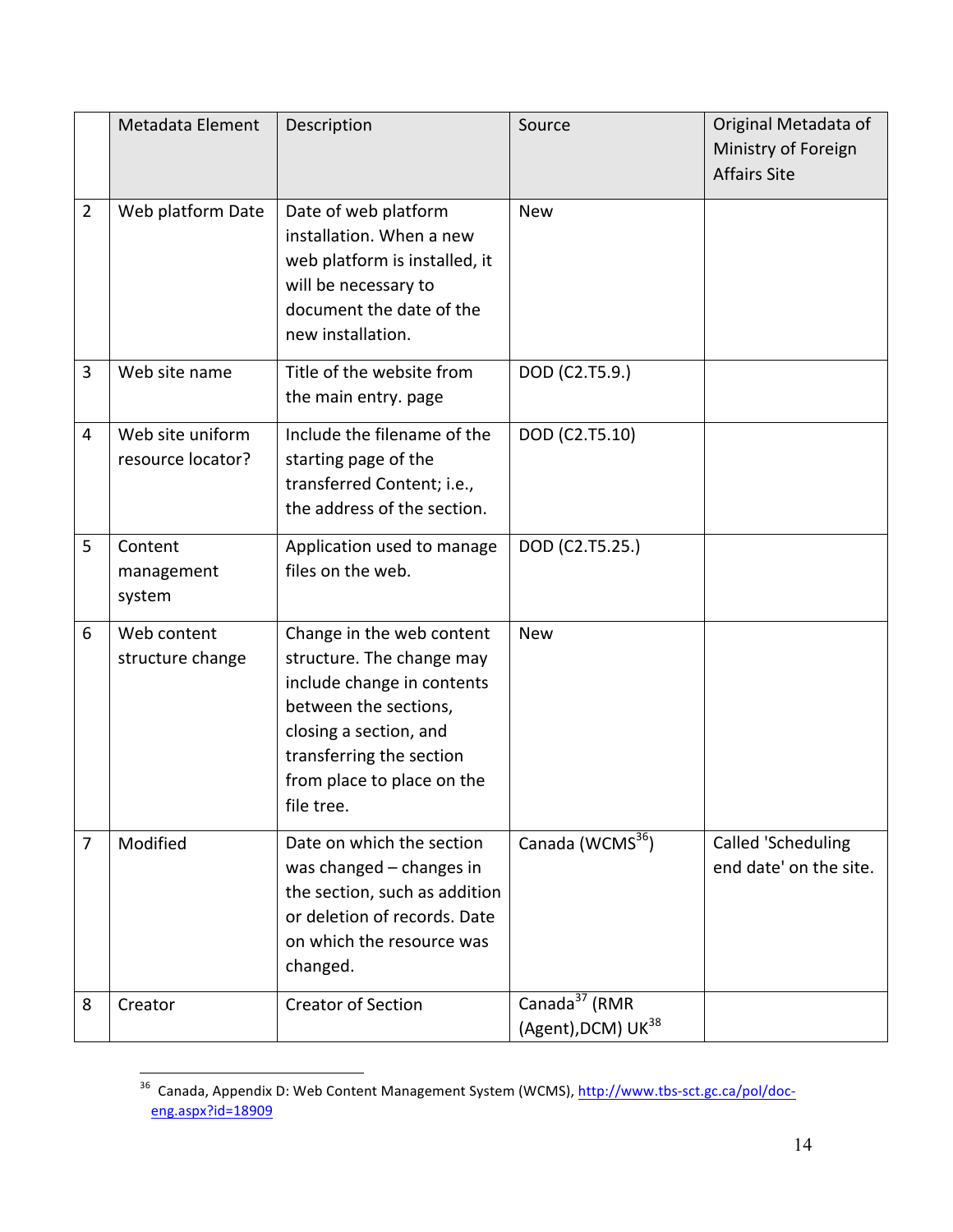| | Metadata Element | Description | Source | Original Metadata of Ministry of Foreign Affairs Site |
|---|---|---|---|---|
| 2 | Web platform Date | Date of web platform installation. When a new web platform is installed, it will be necessary to document the date of the new installation. | New | |
| 3 | Web site name | Title of the website from the main entry. page | DOD (C2.T5.9.) | |
| 4 | Web site uniform resource locator? | Include the filename of the starting page of the transferred Content; i.e., the address of the section. | DOD (C2.T5.10) | |
| 5 | Content management system | Application used to manage files on the web. | DOD (C2.T5.25.) | |
| 6 | Web content structure change | Change in the web content structure. The change may include change in contents between the sections, closing a section, and transferring the section from place to place on the file tree. | New | |
| 7 | Modified | Date on which the section was changed – changes in the section, such as addition or deletion of records. Date on which the resource was changed. | Canada (WCMS[36]) | Called 'Scheduling end date' on the site. |
| 8 | Creator | Creator of Section | Canada[37] (RMR (Agent),DCM) UK[38] | |

[36] Canada, Appendix D: Web Content Management System (WCMS), http://www.tbs-sct.gc.ca/pol/doc-eng.aspx?id=18909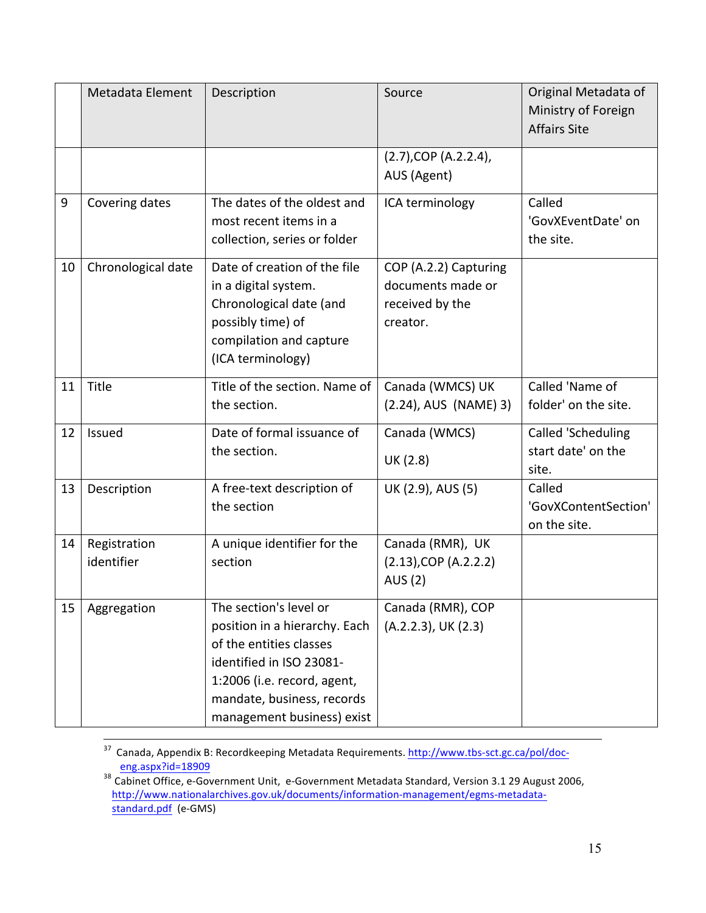| | Metadata Element | Description | Source | Original Metadata of Ministry of Foreign Affairs Site |
|---|---|---|---|---|
| | | | (2.7),COP (A.2.2.4), AUS (Agent) | |
| 9 | Covering dates | The dates of the oldest and most recent items in a collection, series or folder | ICA terminology | Called 'GovXEventDate' on the site. |
| 10 | Chronological date | Date of creation of the file in a digital system. Chronological date (and possibly time) of compilation and capture (ICA terminology) | COP (A.2.2) Capturing documents made or received by the creator. | |
| 11 | Title | Title of the section. Name of the section. | Canada (WMCS) UK (2.24), AUS (NAME) 3) | Called 'Name of folder' on the site. |
| 12 | Issued | Date of formal issuance of the section. | Canada (WMCS) UK (2.8) | Called 'Scheduling start date' on the site. |
| 13 | Description | A free-text description of the section | UK (2.9), AUS (5) | Called 'GovXContentSection' on the site. |
| 14 | Registration identifier | A unique identifier for the section | Canada (RMR), UK (2.13),COP (A.2.2.2) AUS (2) | |
| 15 | Aggregation | The section's level or position in a hierarchy. Each of the entities classes identified in ISO 23081-1:2006 (i.e. record, agent, mandate, business, records management business) exist | Canada (RMR), COP (A.2.2.3), UK (2.3) | |

[37] Canada, Appendix B: Recordkeeping Metadata Requirements. http://www.tbs-sct.gc.ca/pol/doc-eng.aspx?id=18909

[38] Cabinet Office, e-Government Unit, e-Government Metadata Standard, Version 3.1 29 August 2006, http://www.nationalarchives.gov.uk/documents/information-management/egms-metadata-standard.pdf (e-GMS)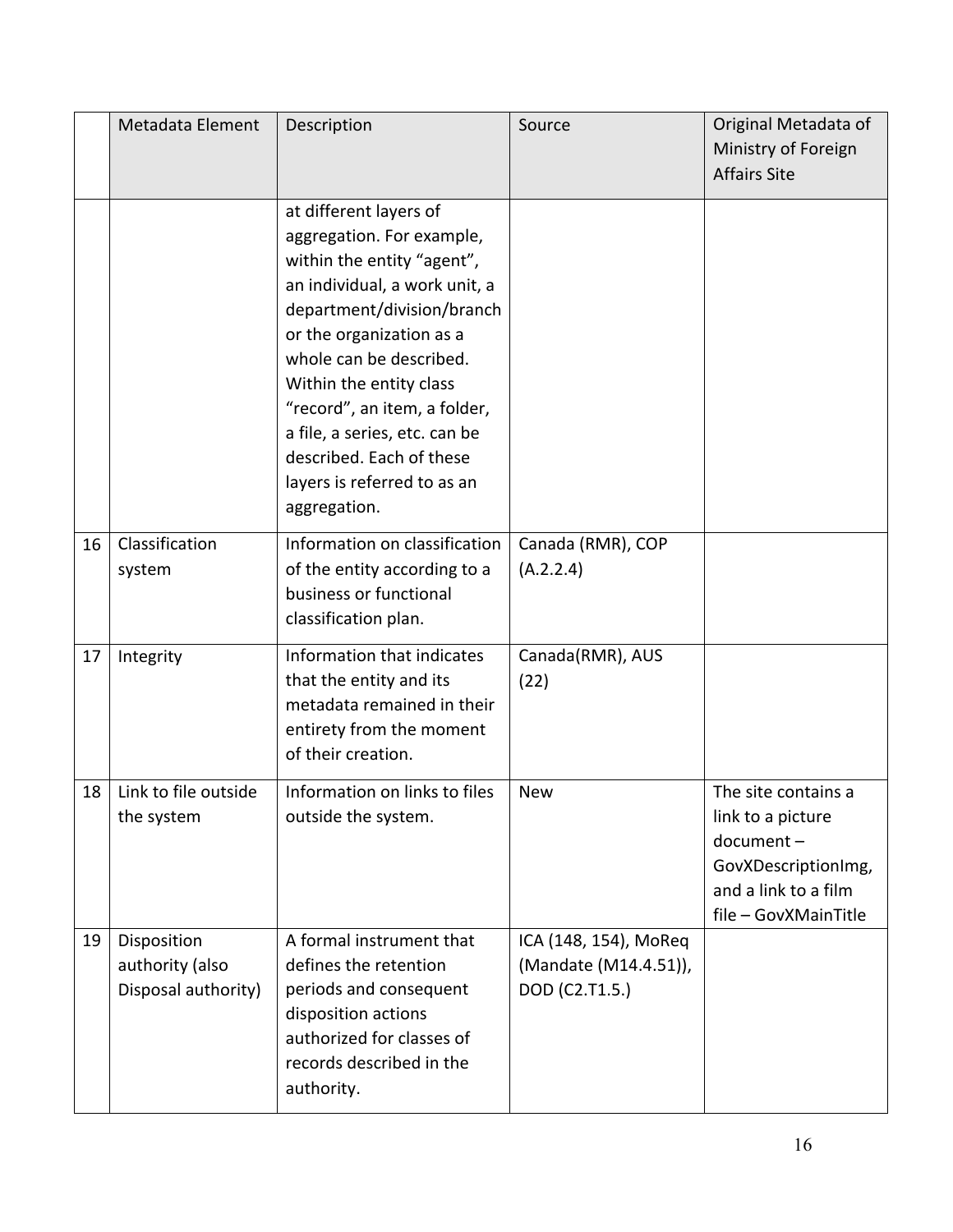|  | Metadata Element | Description | Source | Original Metadata of Ministry of Foreign Affairs Site |
|---|---|---|---|---|
|  |  | at different layers of aggregation. For example, within the entity "agent", an individual, a work unit, a department/division/branch or the organization as a whole can be described. Within the entity class "record", an item, a folder, a file, a series, etc. can be described. Each of these layers is referred to as an aggregation. |  |  |
| 16 | Classification system | Information on classification of the entity according to a business or functional classification plan. | Canada (RMR), COP (A.2.2.4) |  |
| 17 | Integrity | Information that indicates that the entity and its metadata remained in their entirety from the moment of their creation. | Canada(RMR), AUS (22) |  |
| 18 | Link to file outside the system | Information on links to files outside the system. | New | The site contains a link to a picture document – GovXDescriptionImg, and a link to a film file – GovXMainTitle |
| 19 | Disposition authority (also Disposal authority) | A formal instrument that defines the retention periods and consequent disposition actions authorized for classes of records described in the authority. | ICA (148, 154), MoReq (Mandate (M14.4.51)), DOD (C2.T1.5.) |  |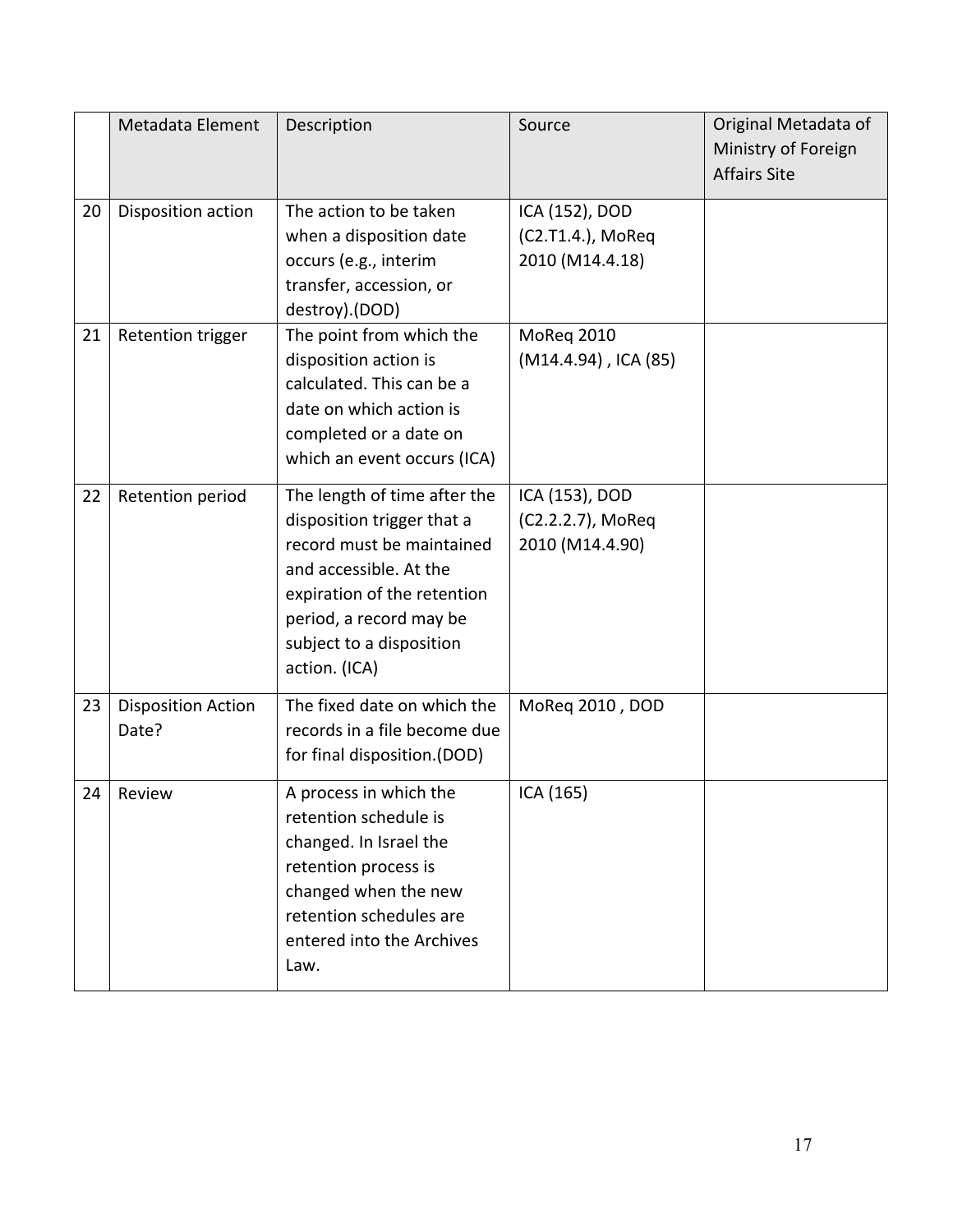| | Metadata Element | Description | Source | Original Metadata of Ministry of Foreign Affairs Site |
|---|---|---|---|---|
| 20 | Disposition action | The action to be taken when a disposition date occurs (e.g., interim transfer, accession, or destroy).(DOD) | ICA (152), DOD (C2.T1.4.), MoReq 2010 (M14.4.18) | |
| 21 | Retention trigger | The point from which the disposition action is calculated. This can be a date on which action is completed or a date on which an event occurs (ICA) | MoReq 2010 (M14.4.94) , ICA (85) | |
| 22 | Retention period | The length of time after the disposition trigger that a record must be maintained and accessible. At the expiration of the retention period, a record may be subject to a disposition action. (ICA) | ICA (153), DOD (C2.2.2.7), MoReq 2010 (M14.4.90) | |
| 23 | Disposition Action Date? | The fixed date on which the records in a file become due for final disposition.(DOD) | MoReq 2010 , DOD | |
| 24 | Review | A process in which the retention schedule is changed. In Israel the retention process is changed when the new retention schedules are entered into the Archives Law. | ICA (165) | |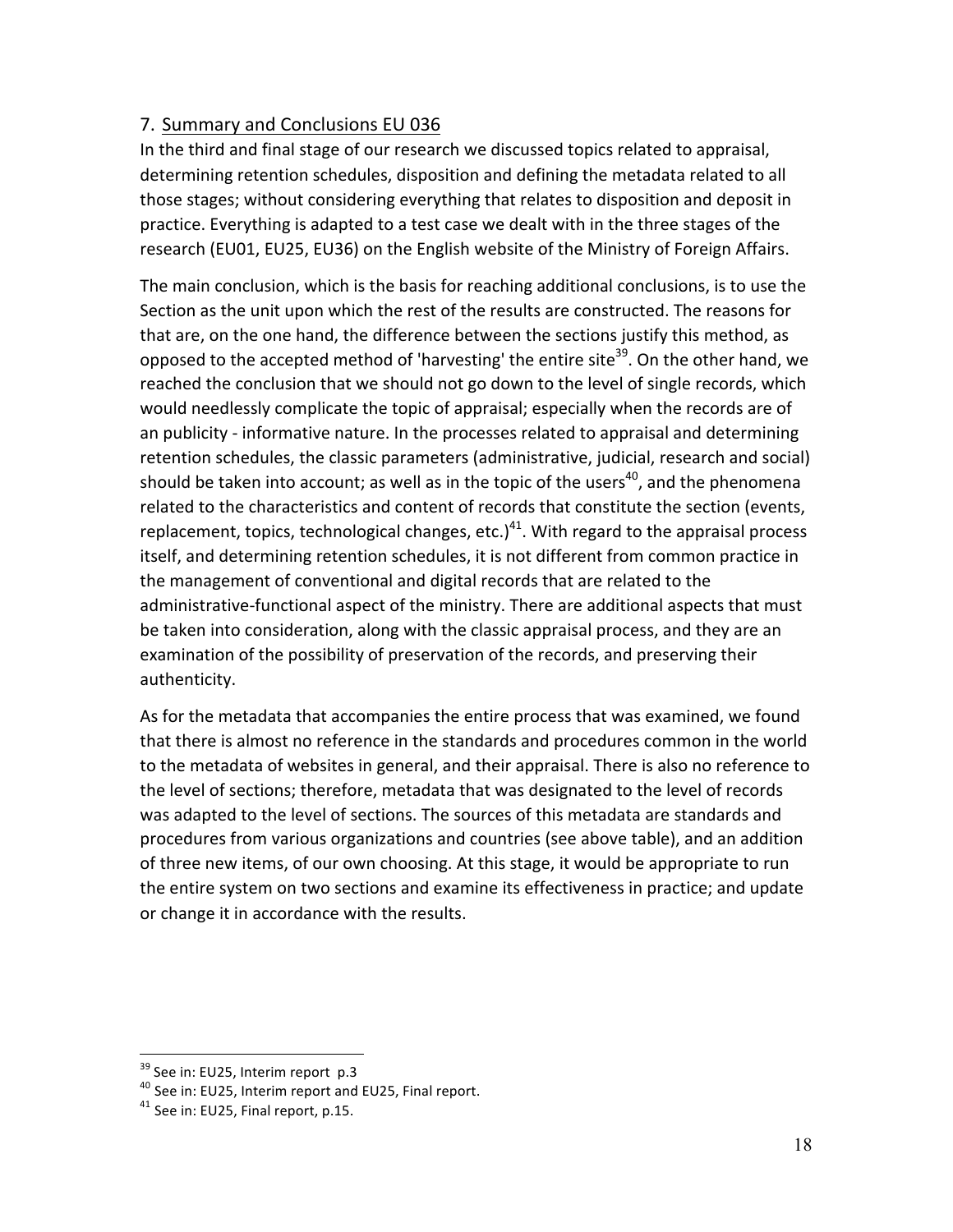## 7. Summary and Conclusions EU 036

In the third and final stage of our research we discussed topics related to appraisal, determining retention schedules, disposition and defining the metadata related to all those stages; without considering everything that relates to disposition and deposit in practice. Everything is adapted to a test case we dealt with in the three stages of the research (EU01, EU25, EU36) on the English website of the Ministry of Foreign Affairs.

The main conclusion, which is the basis for reaching additional conclusions, is to use the Section as the unit upon which the rest of the results are constructed. The reasons for that are, on the one hand, the difference between the sections justify this method, as opposed to the accepted method of 'harvesting' the entire site[39]. On the other hand, we reached the conclusion that we should not go down to the level of single records, which would needlessly complicate the topic of appraisal; especially when the records are of an publicity - informative nature. In the processes related to appraisal and determining retention schedules, the classic parameters (administrative, judicial, research and social) should be taken into account; as well as in the topic of the users[40], and the phenomena related to the characteristics and content of records that constitute the section (events, replacement, topics, technological changes, etc.)[41]. With regard to the appraisal process itself, and determining retention schedules, it is not different from common practice in the management of conventional and digital records that are related to the administrative-functional aspect of the ministry. There are additional aspects that must be taken into consideration, along with the classic appraisal process, and they are an examination of the possibility of preservation of the records, and preserving their authenticity.

As for the metadata that accompanies the entire process that was examined, we found that there is almost no reference in the standards and procedures common in the world to the metadata of websites in general, and their appraisal. There is also no reference to the level of sections; therefore, metadata that was designated to the level of records was adapted to the level of sections. The sources of this metadata are standards and procedures from various organizations and countries (see above table), and an addition of three new items, of our own choosing. At this stage, it would be appropriate to run the entire system on two sections and examine its effectiveness in practice; and update or change it in accordance with the results.

---

[39] See in: EU25, Interim report p.3

[40] See in: EU25, Interim report and EU25, Final report.

[41] See in: EU25, Final report, p.15.